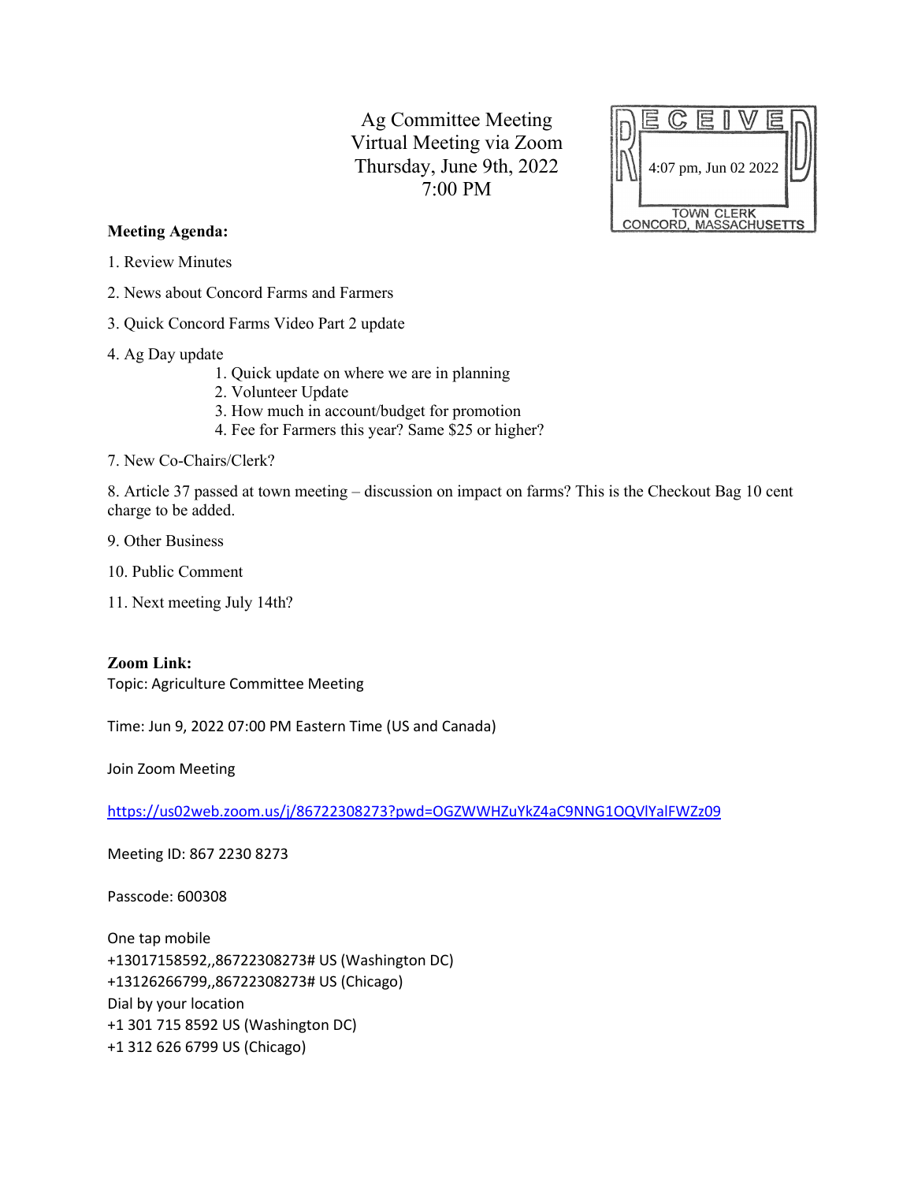# Ag Committee Meeting
Virtual Meeting via Zoom
Thursday, June 9th, 2022
7:00 PM

RECEIVED
4:07 pm, Jun 02 2022
TOWN CLERK
CONCORD, MASSACHUSETTS

**Meeting Agenda:**

1. Review Minutes

2. News about Concord Farms and Farmers

3. Quick Concord Farms Video Part 2 update

4. Ag Day update
   1. Quick update on where we are in planning
   2. Volunteer Update
   3. How much in account/budget for promotion
   4. Fee for Farmers this year? Same $25 or higher?

7. New Co-Chairs/Clerk?

8. Article 37 passed at town meeting – discussion on impact on farms? This is the Checkout Bag 10 cent charge to be added.

9. Other Business

10. Public Comment

11. Next meeting July 14th?

**Zoom Link:**

Topic: Agriculture Committee Meeting

Time: Jun 9, 2022 07:00 PM Eastern Time (US and Canada)

Join Zoom Meeting

https://us02web.zoom.us/j/86722308273?pwd=OGZWWHZuYkZ4aC9NNG1OQVlYalFWZz09

Meeting ID: 867 2230 8273

Passcode: 600308

One tap mobile
+13017158592,,86722308273# US (Washington DC)
+13126266799,,86722308273# US (Chicago)
Dial by your location
+1 301 715 8592 US (Washington DC)
+1 312 626 6799 US (Chicago)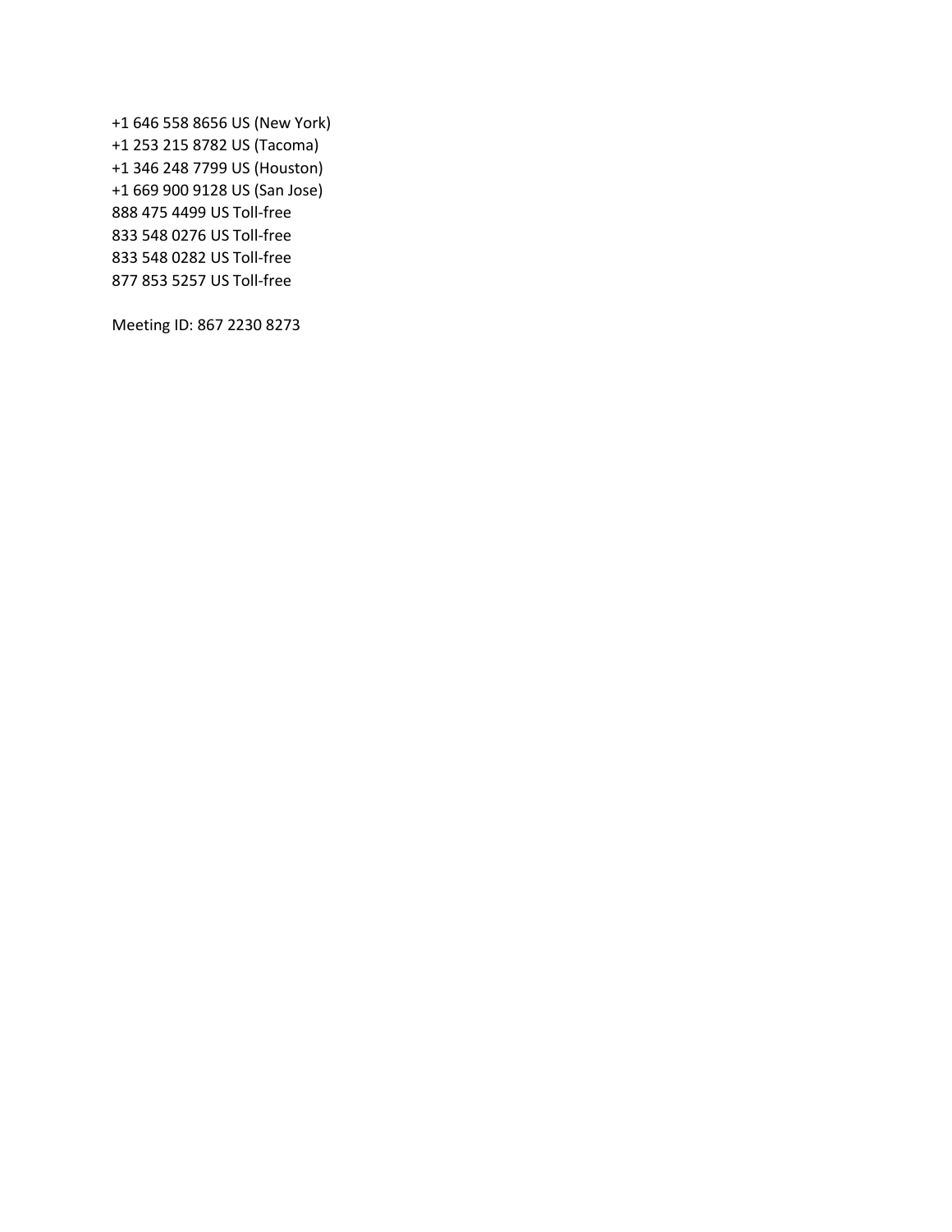+1 646 558 8656 US (New York)
+1 253 215 8782 US (Tacoma)
+1 346 248 7799 US (Houston)
+1 669 900 9128 US (San Jose)
888 475 4499 US Toll-free
833 548 0276 US Toll-free
833 548 0282 US Toll-free
877 853 5257 US Toll-free

Meeting ID: 867 2230 8273